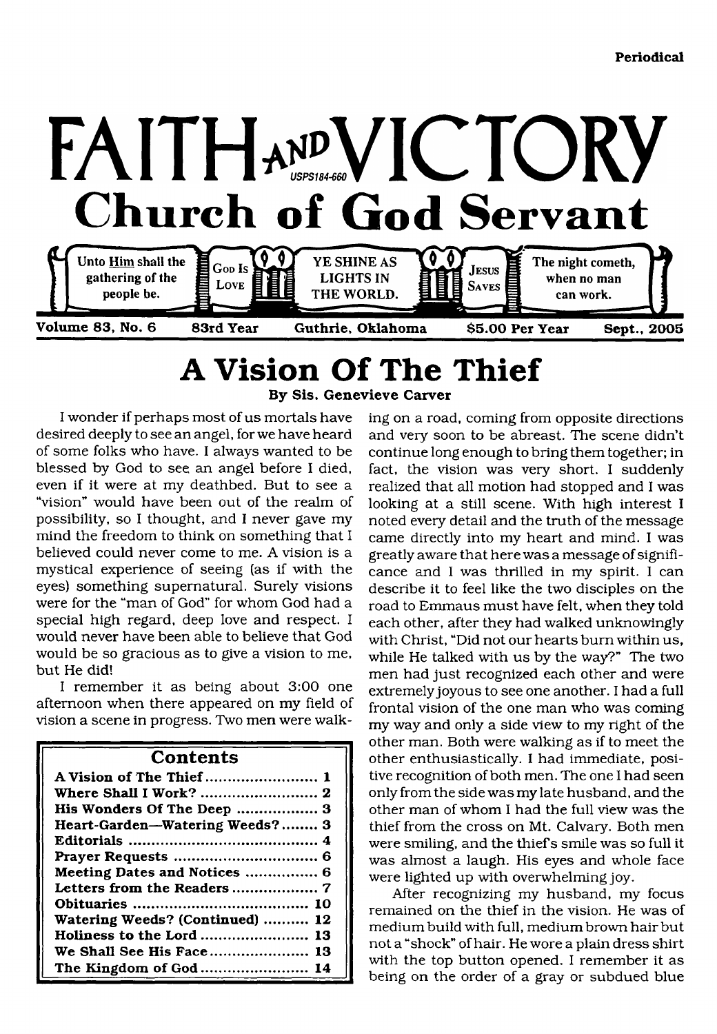Periodical

# FAITH AND VICTORY

USPS184-660

## Church of God Servant

Unto Him shall the gathering of the people be. | GOD IS LOVE | YE SHINE AS LIGHTS IN THE WORLD. | JESUS SAVES | The night cometh, when no man can work.

Volume 83, No. 6 | 83rd Year | Guthrie, Oklahoma | $5.00 Per Year | Sept., 2005

# A Vision Of The Thief

**By Sis. Genevieve Carver**

I wonder if perhaps most of us mortals have desired deeply to see an angel, for we have heard of some folks who have. I always wanted to be blessed by God to see an angel before I died, even if it were at my deathbed. But to see a "vision" would have been out of the realm of possibility, so I thought, and I never gave my mind the freedom to think on something that I believed could never come to me. A vision is a mystical experience of seeing (as if with the eyes) something supernatural. Surely visions were for the "man of God" for whom God had a special high regard, deep love and respect. I would never have been able to believe that God would be so gracious as to give a vision to me, but He did!

I remember it as being about 3:00 one afternoon when there appeared on my field of vision a scene in progress. Two men were walking on a road, coming from opposite directions and very soon to be abreast. The scene didn't continue long enough to bring them together; in fact, the vision was very short. I suddenly realized that all motion had stopped and I was looking at a still scene. With high interest I noted every detail and the truth of the message came directly into my heart and mind. I was greatly aware that here was a message of significance and I was thrilled in my spirit. I can describe it to feel like the two disciples on the road to Emmaus must have felt, when they told each other, after they had walked unknowingly with Christ, "Did not our hearts burn within us, while He talked with us by the way?" The two men had just recognized each other and were extremely joyous to see one another. I had a full frontal vision of the one man who was coming my way and only a side view to my right of the other man. Both were walking as if to meet the other enthusiastically. I had immediate, positive recognition of both men. The one I had seen only from the side was my late husband, and the other man of whom I had the full view was the thief from the cross on Mt. Calvary. Both men were smiling, and the thief's smile was so full it was almost a laugh. His eyes and whole face were lighted up with overwhelming joy.

After recognizing my husband, my focus remained on the thief in the vision. He was of medium build with full, medium brown hair but not a "shock" of hair. He wore a plain dress shirt with the top button opened. I remember it as being on the order of a gray or subdued blue

| Contents | |
|---|---|
| A Vision of The Thief | 1 |
| Where Shall I Work? | 2 |
| His Wonders Of The Deep | 3 |
| Heart-Garden—Watering Weeds? | 3 |
| Editorials | 4 |
| Prayer Requests | 6 |
| Meeting Dates and Notices | 6 |
| Letters from the Readers | 7 |
| Obituaries | 10 |
| Watering Weeds? (Continued) | 12 |
| Holiness to the Lord | 13 |
| We Shall See His Face | 13 |
| The Kingdom of God | 14 |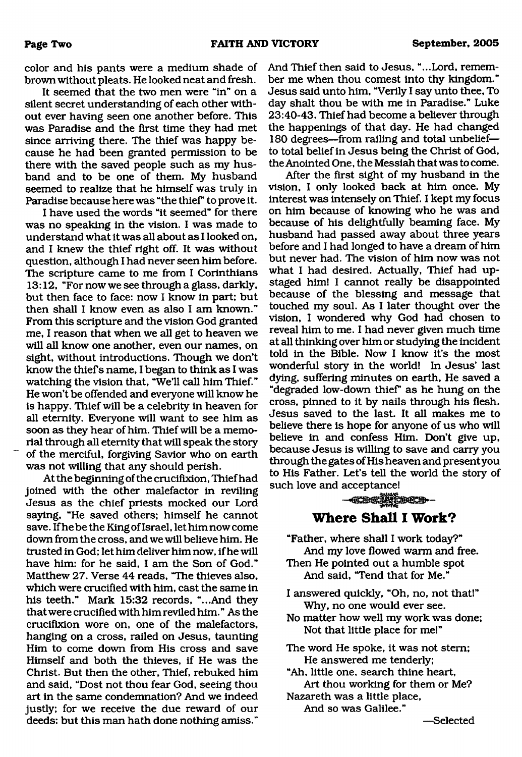color and his pants were a medium shade of brown without pleats. He looked neat and fresh.

It seemed that the two men were "in" on a silent secret understanding of each other without ever having seen one another before. This was Paradise and the first time they had met since arriving there. The thief was happy because he had been granted permission to be there with the saved people such as my husband and to be one of them. My husband seemed to realize that he himself was truly in Paradise because here was "the thief" to prove it.

I have used the words "it seemed" for there was no speaking in the vision. I was made to understand what it was all about as I looked on, and I knew the thief right off. It was without question, although I had never seen him before. The scripture came to me from I Corinthians 13:12, "For now we see through a glass, darkly, but then face to face: now I know in part; but then shall I know even as also I am known." From this scripture and the vision God granted me, I reason that when we all get to heaven we will all know one another, even our names, on sight, without introductions. Though we don't know the thief's name, I began to think as I was watching the vision that, "We'll call him Thief." He won't be offended and everyone will know he is happy. Thief will be a celebrity in heaven for all eternity. Everyone will want to see him as soon as they hear of him. Thief will be a memorial through all eternity that will speak the story of the merciful, forgiving Savior who on earth was not willing that any should perish.

At the beginning of the crucifixion, Thief had joined with the other malefactor in reviling Jesus as the chief priests mocked our Lord saying, "He saved others; himself he cannot save. If he be the King of Israel, let him now come down from the cross, and we will believe him. He trusted in God; let him deliver him now, if he will have him: for he said, I am the Son of God." Matthew 27. Verse 44 reads, "The thieves also, which were crucified with him, cast the same in his teeth." Mark 15:32 records, "...And they that were crucified with him reviled him." As the crucifixion wore on, one of the malefactors, hanging on a cross, railed on Jesus, taunting Him to come down from His cross and save Himself and both the thieves, if He was the Christ. But then the other, Thief, rebuked him and said, "Dost not thou fear God, seeing thou art in the same condemnation? And we indeed justly; for we receive the due reward of our deeds: but this man hath done nothing amiss." And Thief then said to Jesus, "...Lord, remember me when thou comest into thy kingdom." Jesus said unto him, "Verily I say unto thee, To day shalt thou be with me in Paradise." Luke 23:40-43. Thief had become a believer through the happenings of that day. He had changed 180 degrees—from railing and total unbelief—to total belief in Jesus being the Christ of God, the Anointed One, the Messiah that was to come.

After the first sight of my husband in the vision, I only looked back at him once. My interest was intensely on Thief. I kept my focus on him because of knowing who he was and because of his delightfully beaming face. My husband had passed away about three years before and I had longed to have a dream of him but never had. The vision of him now was not what I had desired. Actually, Thief had upstaged him! I cannot really be disappointed because of the blessing and message that touched my soul. As I later thought over the vision, I wondered why God had chosen to reveal him to me. I had never given much time at all thinking over him or studying the incident told in the Bible. Now I know it's the most wonderful story in the world! In Jesus' last dying, suffering minutes on earth, He saved a "degraded low-down thief" as he hung on the cross, pinned to it by nails through his flesh. Jesus saved to the last. It all makes me to believe there is hope for anyone of us who will believe in and confess Him. Don't give up, because Jesus is willing to save and carry you through the gates of His heaven and present you to His Father. Let's tell the world the story of such love and acceptance!

## Where Shall I Work?

"Father, where shall I work today?"  
And my love flowed warm and free.  
Then He pointed out a humble spot  
And said, "Tend that for Me."

I answered quickly, "Oh, no, not that!"  
Why, no one would ever see.  
No matter how well my work was done;  
Not that little place for me!"

The word He spoke, it was not stern;  
He answered me tenderly;  
"Ah, little one, search thine heart,  
Art thou working for them or Me?  
Nazareth was a little place,  
And so was Galilee."

—Selected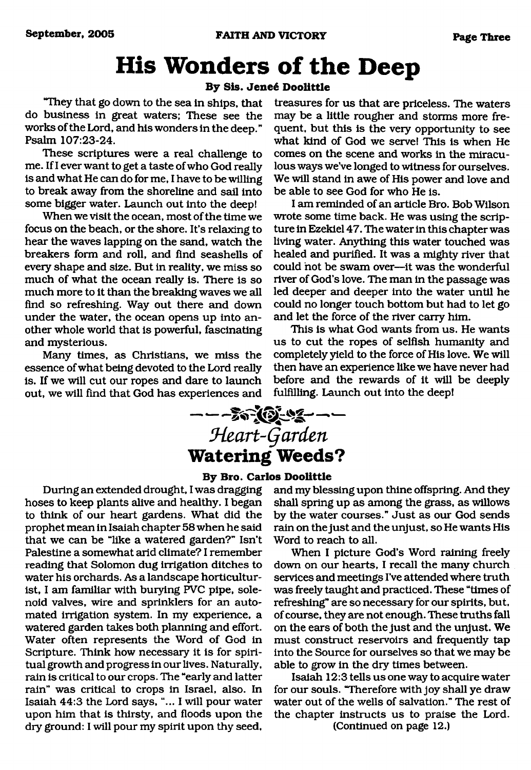# His Wonders of the Deep

**By Sis. Jeneé Doolittle**

"They that go down to the sea in ships, that do business in great waters; These see the works of the Lord, and his wonders in the deep." Psalm 107:23-24.

These scriptures were a real challenge to me. If I ever want to get a taste of who God really is and what He can do for me, I have to be willing to break away from the shoreline and sail into some bigger water. Launch out into the deep!

When we visit the ocean, most of the time we focus on the beach, or the shore. It's relaxing to hear the waves lapping on the sand, watch the breakers form and roll, and find seashells of every shape and size. But in reality, we miss so much of what the ocean really is. There is so much more to it than the breaking waves we all find so refreshing. Way out there and down under the water, the ocean opens up into another whole world that is powerful, fascinating and mysterious.

Many times, as Christians, we miss the essence of what being devoted to the Lord really is. If we will cut our ropes and dare to launch out, we will find that God has experiences and treasures for us that are priceless. The waters may be a little rougher and storms more frequent, but this is the very opportunity to see what kind of God we serve! This is when He comes on the scene and works in the miraculous ways we've longed to witness for ourselves. We will stand in awe of His power and love and be able to see God for who He is.

I am reminded of an article Bro. Bob Wilson wrote some time back. He was using the scripture in Ezekiel 47. The water in this chapter was living water. Anything this water touched was healed and purified. It was a mighty river that could not be swam over—it was the wonderful river of God's love. The man in the passage was led deeper and deeper into the water until he could no longer touch bottom but had to let go and let the force of the river carry him.

This is what God wants from us. He wants us to cut the ropes of selfish humanity and completely yield to the force of His love. We will then have an experience like we have never had before and the rewards of it will be deeply fulfilling. Launch out into the deep!

*Heart-Garden*

# Watering Weeds?

**By Bro. Carlos Doolittle**

During an extended drought, I was dragging hoses to keep plants alive and healthy. I began to think of our heart gardens. What did the prophet mean in Isaiah chapter 58 when he said that we can be "like a watered garden?" Isn't Palestine a somewhat arid climate? I remember reading that Solomon dug irrigation ditches to water his orchards. As a landscape horticulturist, I am familiar with burying PVC pipe, solenoid valves, wire and sprinklers for an automated irrigation system. In my experience, a watered garden takes both planning and effort. Water often represents the Word of God in Scripture. Think how necessary it is for spiritual growth and progress in our lives. Naturally, rain is critical to our crops. The "early and latter rain" was critical to crops in Israel, also. In Isaiah 44:3 the Lord says, "... I will pour water upon him that is thirsty, and floods upon the dry ground: I will pour my spirit upon thy seed, and my blessing upon thine offspring. And they shall spring up as among the grass, as willows by the water courses." Just as our God sends rain on the just and the unjust, so He wants His Word to reach to all.

When I picture God's Word raining freely down on our hearts, I recall the many church services and meetings I've attended where truth was freely taught and practiced. These "times of refreshing" are so necessary for our spirits, but, of course, they are not enough. These truths fall on the ears of both the just and the unjust. We must construct reservoirs and frequently tap into the Source for ourselves so that we may be able to grow in the dry times between.

Isaiah 12:3 tells us one way to acquire water for our souls. "Therefore with joy shall ye draw water out of the wells of salvation." The rest of the chapter instructs us to praise the Lord.

(Continued on page 12.)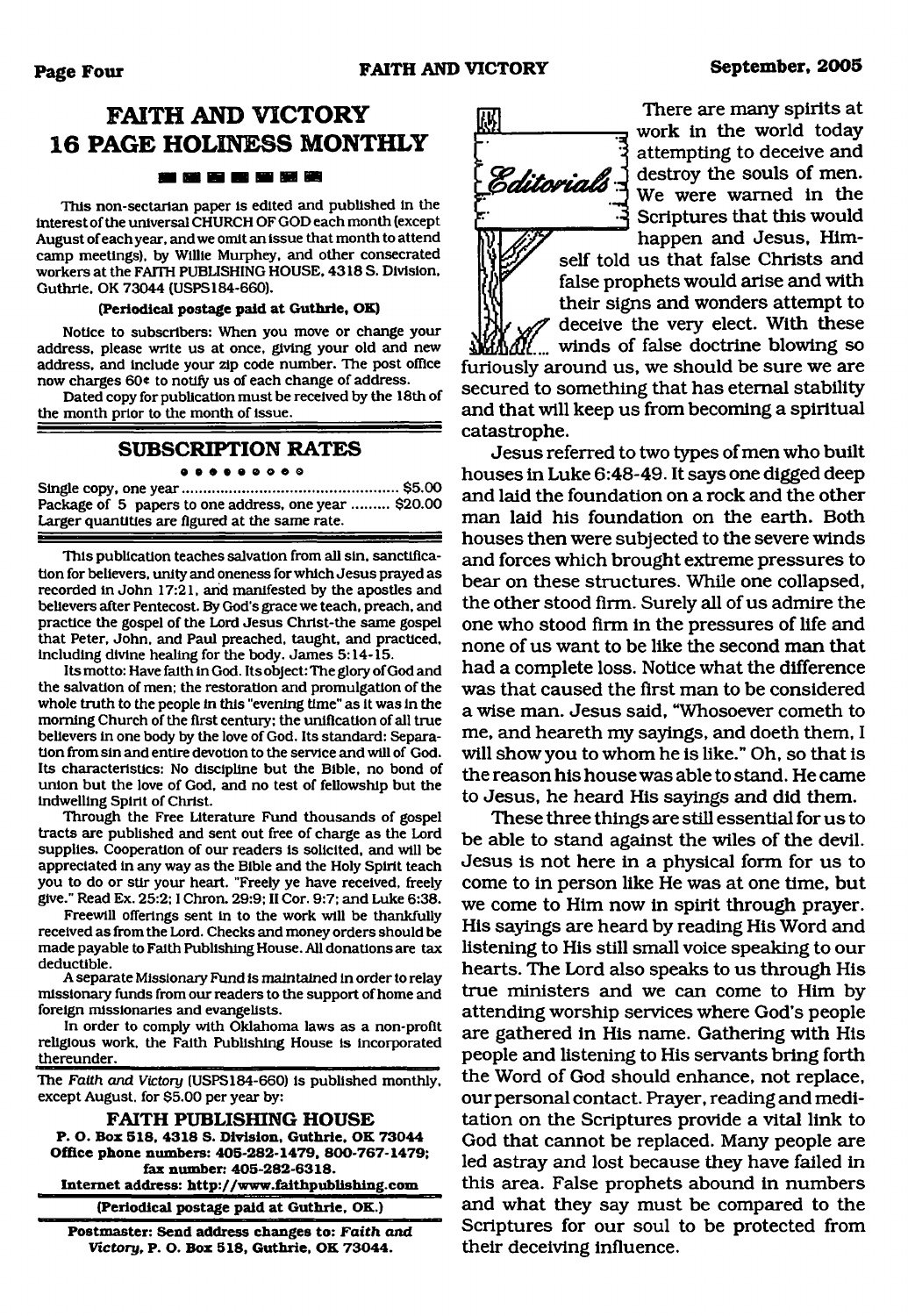# FAITH AND VICTORY 16 PAGE HOLINESS MONTHLY

This non-sectarian paper is edited and published in the interest of the universal CHURCH OF GOD each month (except August of each year, and we omit an issue that month to attend camp meetings), by Willie Murphey, and other consecrated workers at the FAITH PUBLISHING HOUSE, 4318 S. Division, Guthrie, OK 73044 (USPS184-660).

**(Periodical postage paid at Guthrie, OK)**

Notice to subscribers: When you move or change your address, please write us at once, giving your old and new address, and include your zip code number. The post office now charges 60¢ to notify us of each change of address.

Dated copy for publication must be received by the 18th of the month prior to the month of issue.

## SUBSCRIPTION RATES

Single copy, one year ............................................ $5.00
Package of 5 papers to one address, one year ......... $20.00
Larger quantities are figured at the same rate.

This publication teaches salvation from all sin, sanctification for believers, unity and oneness for which Jesus prayed as recorded in John 17:21, and manifested by the apostles and believers after Pentecost. By God's grace we teach, preach, and practice the gospel of the Lord Jesus Christ-the same gospel that Peter, John, and Paul preached, taught, and practiced, including divine healing for the body. James 5:14-15.

Its motto: Have faith in God. Its object: The glory of God and the salvation of men; the restoration and promulgation of the whole truth to the people in this "evening time" as it was in the morning Church of the first century; the unification of all true believers in one body by the love of God. Its standard: Separation from sin and entire devotion to the service and will of God. Its characteristics: No discipline but the Bible, no bond of union but the love of God, and no test of fellowship but the indwelling Spirit of Christ.

Through the Free Literature Fund thousands of gospel tracts are published and sent out free of charge as the Lord supplies. Cooperation of our readers is solicited, and will be appreciated in any way as the Bible and the Holy Spirit teach you to do or stir your heart. "Freely ye have received, freely give." Read Ex. 25:2; I Chron. 29:9; II Cor. 9:7; and Luke 6:38.

Freewill offerings sent in to the work will be thankfully received as from the Lord. Checks and money orders should be made payable to Faith Publishing House. All donations are tax deductible.

A separate Missionary Fund is maintained in order to relay missionary funds from our readers to the support of home and foreign missionaries and evangelists.

In order to comply with Oklahoma laws as a non-profit religious work, the Faith Publishing House is incorporated thereunder.

The *Faith and Victory* (USPS184-660) is published monthly, except August, for $5.00 per year by:

**FAITH PUBLISHING HOUSE**
**P. O. Box 518, 4318 S. Division, Guthrie, OK 73044**
**Office phone numbers: 405-282-1479, 800-767-1479; fax number: 405-282-6318.**
**Internet address: http://www.faithpublishing.com**

**(Periodical postage paid at Guthrie, OK.)**

**Postmaster: Send address changes to: *Faith and Victory*, P. O. Box 518, Guthrie, OK 73044.**

## Editorials

There are many spirits at work in the world today attempting to deceive and destroy the souls of men. We were warned in the Scriptures that this would happen and Jesus, Himself told us that false Christs and false prophets would arise and with their signs and wonders attempt to deceive the very elect. With these winds of false doctrine blowing so furiously around us, we should be sure we are secured to something that has eternal stability and that will keep us from becoming a spiritual catastrophe.

Jesus referred to two types of men who built houses in Luke 6:48-49. It says one digged deep and laid the foundation on a rock and the other man laid his foundation on the earth. Both houses then were subjected to the severe winds and forces which brought extreme pressures to bear on these structures. While one collapsed, the other stood firm. Surely all of us admire the one who stood firm in the pressures of life and none of us want to be like the second man that had a complete loss. Notice what the difference was that caused the first man to be considered a wise man. Jesus said, "Whosoever cometh to me, and heareth my sayings, and doeth them, I will show you to whom he is like." Oh, so that is the reason his house was able to stand. He came to Jesus, he heard His sayings and did them.

These three things are still essential for us to be able to stand against the wiles of the devil. Jesus is not here in a physical form for us to come to in person like He was at one time, but we come to Him now in spirit through prayer. His sayings are heard by reading His Word and listening to His still small voice speaking to our hearts. The Lord also speaks to us through His true ministers and we can come to Him by attending worship services where God's people are gathered in His name. Gathering with His people and listening to His servants bring forth the Word of God should enhance, not replace, our personal contact. Prayer, reading and meditation on the Scriptures provide a vital link to God that cannot be replaced. Many people are led astray and lost because they have failed in this area. False prophets abound in numbers and what they say must be compared to the Scriptures for our soul to be protected from their deceiving influence.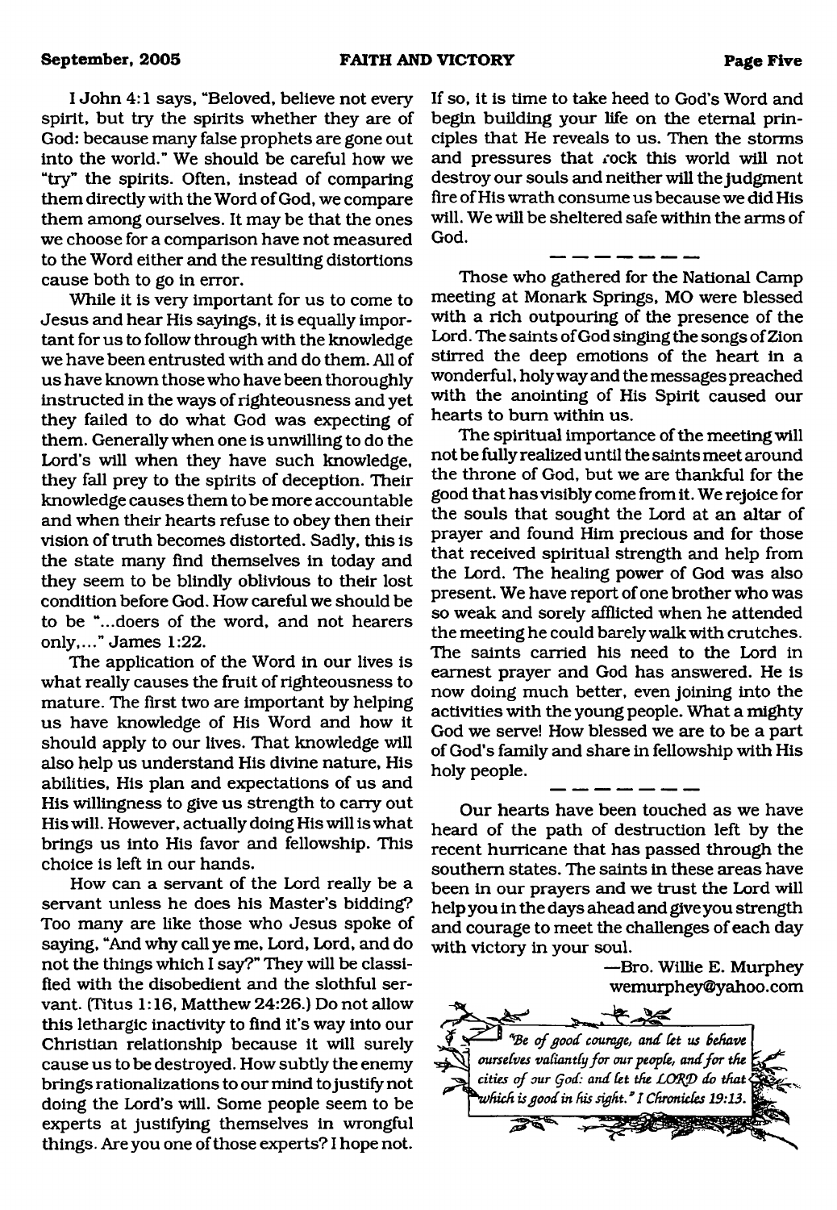I John 4:1 says, "Beloved, believe not every spirit, but try the spirits whether they are of God: because many false prophets are gone out into the world." We should be careful how we "try" the spirits. Often, instead of comparing them directly with the Word of God, we compare them among ourselves. It may be that the ones we choose for a comparison have not measured to the Word either and the resulting distortions cause both to go in error.

While it is very important for us to come to Jesus and hear His sayings, it is equally important for us to follow through with the knowledge we have been entrusted with and do them. All of us have known those who have been thoroughly instructed in the ways of righteousness and yet they failed to do what God was expecting of them. Generally when one is unwilling to do the Lord's will when they have such knowledge, they fall prey to the spirits of deception. Their knowledge causes them to be more accountable and when their hearts refuse to obey then their vision of truth becomes distorted. Sadly, this is the state many find themselves in today and they seem to be blindly oblivious to their lost condition before God. How careful we should be to be "...doers of the word, and not hearers only,..." James 1:22.

The application of the Word in our lives is what really causes the fruit of righteousness to mature. The first two are important by helping us have knowledge of His Word and how it should apply to our lives. That knowledge will also help us understand His divine nature, His abilities, His plan and expectations of us and His willingness to give us strength to carry out His will. However, actually doing His will is what brings us into His favor and fellowship. This choice is left in our hands.

How can a servant of the Lord really be a servant unless he does his Master's bidding? Too many are like those who Jesus spoke of saying, "And why call ye me, Lord, Lord, and do not the things which I say?" They will be classified with the disobedient and the slothful servant. (Titus 1:16, Matthew 24:26.) Do not allow this lethargic inactivity to find it's way into our Christian relationship because it will surely cause us to be destroyed. How subtly the enemy brings rationalizations to our mind to justify not doing the Lord's will. Some people seem to be experts at justifying themselves in wrongful things. Are you one of those experts? I hope not. If so, it is time to take heed to God's Word and begin building your life on the eternal principles that He reveals to us. Then the storms and pressures that rock this world will not destroy our souls and neither will the judgment fire of His wrath consume us because we did His will. We will be sheltered safe within the arms of God.

— — — — — — —

Those who gathered for the National Camp meeting at Monark Springs, MO were blessed with a rich outpouring of the presence of the Lord. The saints of God singing the songs of Zion stirred the deep emotions of the heart in a wonderful, holy way and the messages preached with the anointing of His Spirit caused our hearts to burn within us.

The spiritual importance of the meeting will not be fully realized until the saints meet around the throne of God, but we are thankful for the good that has visibly come from it. We rejoice for the souls that sought the Lord at an altar of prayer and found Him precious and for those that received spiritual strength and help from the Lord. The healing power of God was also present. We have report of one brother who was so weak and sorely afflicted when he attended the meeting he could barely walk with crutches. The saints carried his need to the Lord in earnest prayer and God has answered. He is now doing much better, even joining into the activities with the young people. What a mighty God we serve! How blessed we are to be a part of God's family and share in fellowship with His holy people.

— — — — — — —

Our hearts have been touched as we have heard of the path of destruction left by the recent hurricane that has passed through the southern states. The saints in these areas have been in our prayers and we trust the Lord will help you in the days ahead and give you strength and courage to meet the challenges of each day with victory in your soul.

—Bro. Willie E. Murphey
wemurphey@yahoo.com

*"Be of good courage, and let us behave ourselves valiantly for our people, and for the cities of our God: and let the LORD do that which is good in his sight." I Chronicles 19:13.*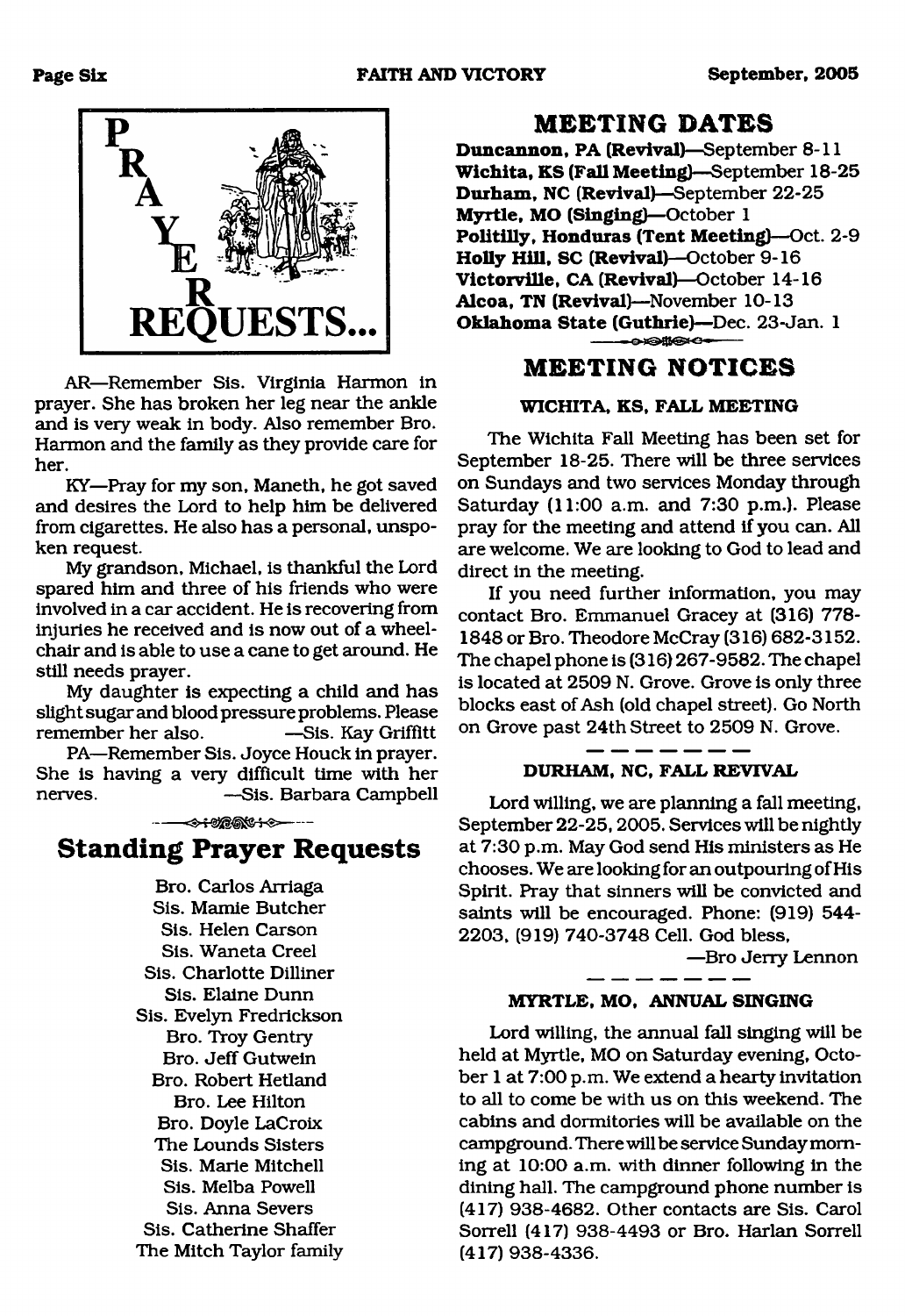# PRAYER REQUESTS...

AR—Remember Sis. Virginia Harmon in prayer. She has broken her leg near the ankle and is very weak in body. Also remember Bro. Harmon and the family as they provide care for her.

KY—Pray for my son, Maneth, he got saved and desires the Lord to help him be delivered from cigarettes. He also has a personal, unspoken request.

My grandson, Michael, is thankful the Lord spared him and three of his friends who were involved in a car accident. He is recovering from injuries he received and is now out of a wheelchair and is able to use a cane to get around. He still needs prayer.

My daughter is expecting a child and has slight sugar and blood pressure problems. Please remember her also. —Sis. Kay Griffitt

PA—Remember Sis. Joyce Houck in prayer. She is having a very difficult time with her nerves. —Sis. Barbara Campbell

## Standing Prayer Requests

Bro. Carlos Arriaga
Sis. Mamie Butcher
Sis. Helen Carson
Sis. Waneta Creel
Sis. Charlotte Dilliner
Sis. Elaine Dunn
Sis. Evelyn Fredrickson
Bro. Troy Gentry
Bro. Jeff Gutwein
Bro. Robert Hetland
Bro. Lee Hilton
Bro. Doyle LaCroix
The Lounds Sisters
Sis. Marie Mitchell
Sis. Melba Powell
Sis. Anna Severs
Sis. Catherine Shaffer
The Mitch Taylor family

## MEETING DATES

**Duncannon, PA (Revival)**—September 8-11
**Wichita, KS (Fall Meeting)**—September 18-25
**Durham, NC (Revival)**—September 22-25
**Myrtle, MO (Singing)**—October 1
**Politilly, Honduras (Tent Meeting)**—Oct. 2-9
**Holly Hill, SC (Revival)**—October 9-16
**Victorville, CA (Revival)**—October 14-16
**Alcoa, TN (Revival)**—November 10-13
**Oklahoma State (Guthrie)**—Dec. 23-Jan. 1

## MEETING NOTICES

### WICHITA, KS, FALL MEETING

The Wichita Fall Meeting has been set for September 18-25. There will be three services on Sundays and two services Monday through Saturday (11:00 a.m. and 7:30 p.m.). Please pray for the meeting and attend if you can. All are welcome. We are looking to God to lead and direct in the meeting.

If you need further information, you may contact Bro. Emmanuel Gracey at (316) 778-1848 or Bro. Theodore McCray (316) 682-3152. The chapel phone is (316) 267-9582. The chapel is located at 2509 N. Grove. Grove is only three blocks east of Ash (old chapel street). Go North on Grove past 24th Street to 2509 N. Grove.

### DURHAM, NC, FALL REVIVAL

Lord willing, we are planning a fall meeting, September 22-25, 2005. Services will be nightly at 7:30 p.m. May God send His ministers as He chooses. We are looking for an outpouring of His Spirit. Pray that sinners will be convicted and saints will be encouraged. Phone: (919) 544-2203, (919) 740-3748 Cell. God bless,

—Bro Jerry Lennon

### MYRTLE, MO, ANNUAL SINGING

Lord willing, the annual fall singing will be held at Myrtle, MO on Saturday evening, October 1 at 7:00 p.m. We extend a hearty invitation to all to come be with us on this weekend. The cabins and dormitories will be available on the campground. There will be service Sunday morning at 10:00 a.m. with dinner following in the dining hall. The campground phone number is (417) 938-4682. Other contacts are Sis. Carol Sorrell (417) 938-4493 or Bro. Harlan Sorrell (417) 938-4336.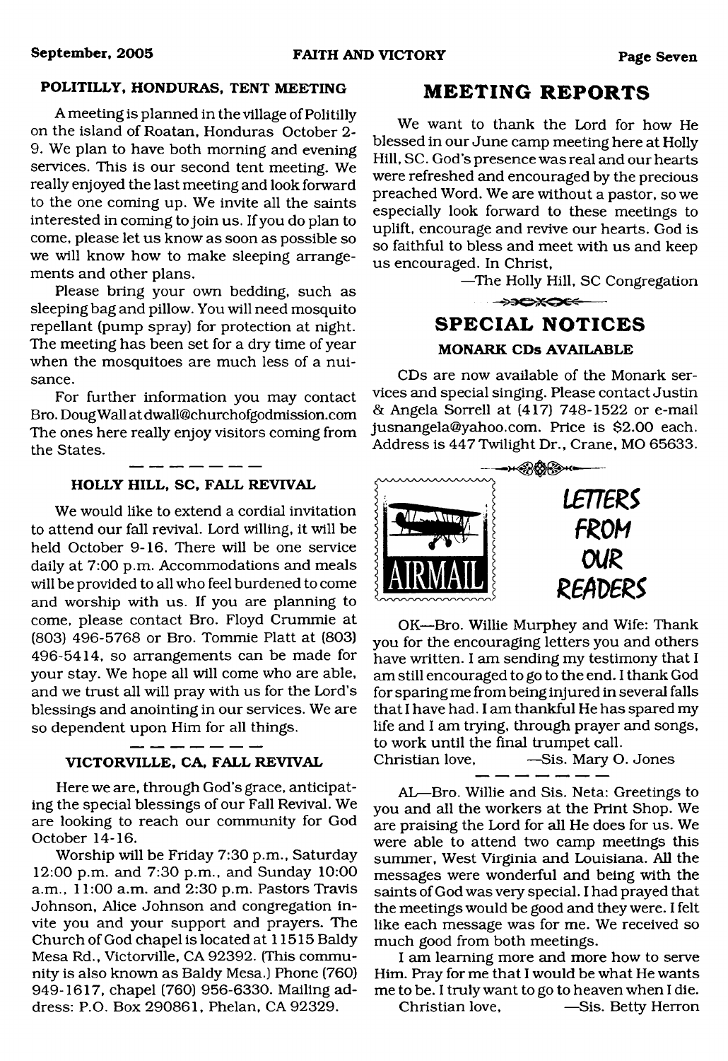### POLITILLY, HONDURAS, TENT MEETING

A meeting is planned in the village of Politilly on the island of Roatan, Honduras October 2-9. We plan to have both morning and evening services. This is our second tent meeting. We really enjoyed the last meeting and look forward to the one coming up. We invite all the saints interested in coming to join us. If you do plan to come, please let us know as soon as possible so we will know how to make sleeping arrangements and other plans.

Please bring your own bedding, such as sleeping bag and pillow. You will need mosquito repellant (pump spray) for protection at night. The meeting has been set for a dry time of year when the mosquitoes are much less of a nuisance.

For further information you may contact Bro. Doug Wall at dwall@churchofgodmission.com The ones here really enjoy visitors coming from the States.

---

### HOLLY HILL, SC, FALL REVIVAL

We would like to extend a cordial invitation to attend our fall revival. Lord willing, it will be held October 9-16. There will be one service daily at 7:00 p.m. Accommodations and meals will be provided to all who feel burdened to come and worship with us. If you are planning to come, please contact Bro. Floyd Crummie at (803) 496-5768 or Bro. Tommie Platt at (803) 496-5414, so arrangements can be made for your stay. We hope all will come who are able, and we trust all will pray with us for the Lord's blessings and anointing in our services. We are so dependent upon Him for all things.

---

### VICTORVILLE, CA, FALL REVIVAL

Here we are, through God's grace, anticipating the special blessings of our Fall Revival. We are looking to reach our community for God October 14-16.

Worship will be Friday 7:30 p.m., Saturday 12:00 p.m. and 7:30 p.m., and Sunday 10:00 a.m., 11:00 a.m. and 2:30 p.m. Pastors Travis Johnson, Alice Johnson and congregation invite you and your support and prayers. The Church of God chapel is located at 11515 Baldy Mesa Rd., Victorville, CA 92392. (This community is also known as Baldy Mesa.) Phone (760) 949-1617, chapel (760) 956-6330. Mailing address: P.O. Box 290861, Phelan, CA 92329.

## MEETING REPORTS

We want to thank the Lord for how He blessed in our June camp meeting here at Holly Hill, SC. God's presence was real and our hearts were refreshed and encouraged by the precious preached Word. We are without a pastor, so we especially look forward to these meetings to uplift, encourage and revive our hearts. God is so faithful to bless and meet with us and keep us encouraged. In Christ,

—The Holly Hill, SC Congregation

## SPECIAL NOTICES

### MONARK CDs AVAILABLE

CDs are now available of the Monark services and special singing. Please contact Justin & Angela Sorrell at (417) 748-1522 or e-mail jusnangela@yahoo.com. Price is $2.00 each. Address is 447 Twilight Dr., Crane, MO 65633.

## LETTERS FROM OUR READERS

OK—Bro. Willie Murphey and Wife: Thank you for the encouraging letters you and others have written. I am sending my testimony that I am still encouraged to go to the end. I thank God for sparing me from being injured in several falls that I have had. I am thankful He has spared my life and I am trying, through prayer and songs, to work until the final trumpet call.

Christian love, —Sis. Mary O. Jones

---

AL—Bro. Willie and Sis. Neta: Greetings to you and all the workers at the Print Shop. We are praising the Lord for all He does for us. We were able to attend two camp meetings this summer, West Virginia and Louisiana. All the messages were wonderful and being with the saints of God was very special. I had prayed that the meetings would be good and they were. I felt like each message was for me. We received so much good from both meetings.

I am learning more and more how to serve Him. Pray for me that I would be what He wants me to be. I truly want to go to heaven when I die.

Christian love, —Sis. Betty Herron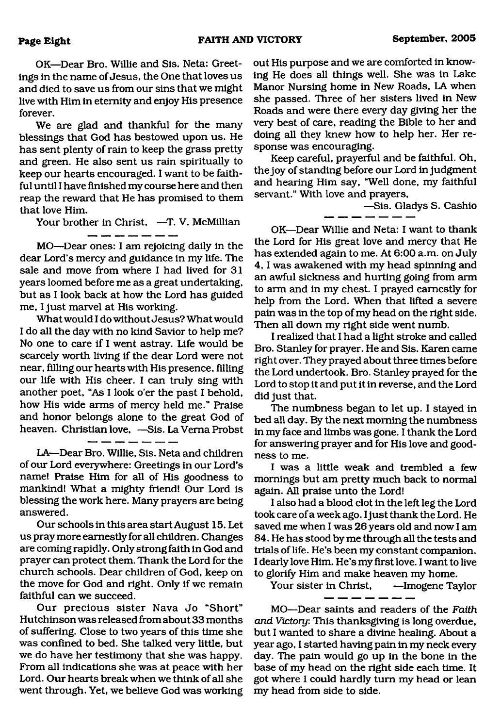OK—Dear Bro. Willie and Sis. Neta: Greetings in the name of Jesus, the One that loves us and died to save us from our sins that we might live with Him in eternity and enjoy His presence forever.

We are glad and thankful for the many blessings that God has bestowed upon us. He has sent plenty of rain to keep the grass pretty and green. He also sent us rain spiritually to keep our hearts encouraged. I want to be faithful until I have finished my course here and then reap the reward that He has promised to them that love Him.

Your brother in Christ, —T. V. McMillian

---

MO—Dear ones: I am rejoicing daily in the dear Lord's mercy and guidance in my life. The sale and move from where I had lived for 31 years loomed before me as a great undertaking, but as I look back at how the Lord has guided me, I just marvel at His working.

What would I do without Jesus? What would I do all the day with no kind Savior to help me? No one to care if I went astray. Life would be scarcely worth living if the dear Lord were not near, filling our hearts with His presence, filling our life with His cheer. I can truly sing with another poet, "As I look o'er the past I behold, how His wide arms of mercy held me." Praise and honor belongs alone to the great God of heaven. Christian love, —Sis. La Verna Probst

---

LA—Dear Bro. Willie, Sis. Neta and children of our Lord everywhere: Greetings in our Lord's name! Praise Him for all of His goodness to mankind! What a mighty friend! Our Lord is blessing the work here. Many prayers are being answered.

Our schools in this area start August 15. Let us pray more earnestly for all children. Changes are coming rapidly. Only strong faith in God and prayer can protect them. Thank the Lord for the church schools. Dear children of God, keep on the move for God and right. Only if we remain faithful can we succeed.

Our precious sister Nava Jo "Short" Hutchinson was released from about 33 months of suffering. Close to two years of this time she was confined to bed. She talked very little, but we do have her testimony that she was happy. From all indications she was at peace with her Lord. Our hearts break when we think of all she went through. Yet, we believe God was working out His purpose and we are comforted in knowing He does all things well. She was in Lake Manor Nursing home in New Roads, LA when she passed. Three of her sisters lived in New Roads and were there every day giving her the very best of care, reading the Bible to her and doing all they knew how to help her. Her response was encouraging.

Keep careful, prayerful and be faithful. Oh, the joy of standing before our Lord in judgment and hearing Him say, "Well done, my faithful servant." With love and prayers,

—Sis. Gladys S. Cashio

---

OK—Dear Willie and Neta: I want to thank the Lord for His great love and mercy that He has extended again to me. At 6:00 a.m. on July 4, I was awakened with my head spinning and an awful sickness and hurting going from arm to arm and in my chest. I prayed earnestly for help from the Lord. When that lifted a severe pain was in the top of my head on the right side. Then all down my right side went numb.

I realized that I had a light stroke and called Bro. Stanley for prayer. He and Sis. Karen came right over. They prayed about three times before the Lord undertook. Bro. Stanley prayed for the Lord to stop it and put it in reverse, and the Lord did just that.

The numbness began to let up. I stayed in bed all day. By the next morning the numbness in my face and limbs was gone. I thank the Lord for answering prayer and for His love and goodness to me.

I was a little weak and trembled a few mornings but am pretty much back to normal again. All praise unto the Lord!

I also had a blood clot in the left leg the Lord took care of a week ago. I just thank the Lord. He saved me when I was 26 years old and now I am 84. He has stood by me through all the tests and trials of life. He's been my constant companion. I dearly love Him. He's my first love. I want to live to glorify Him and make heaven my home.

Your sister in Christ, —Imogene Taylor

---

MO—Dear saints and readers of the *Faith and Victory*: This thanksgiving is long overdue, but I wanted to share a divine healing. About a year ago, I started having pain in my neck every day. The pain would go up in the bone in the base of my head on the right side each time. It got where I could hardly turn my head or lean my head from side to side.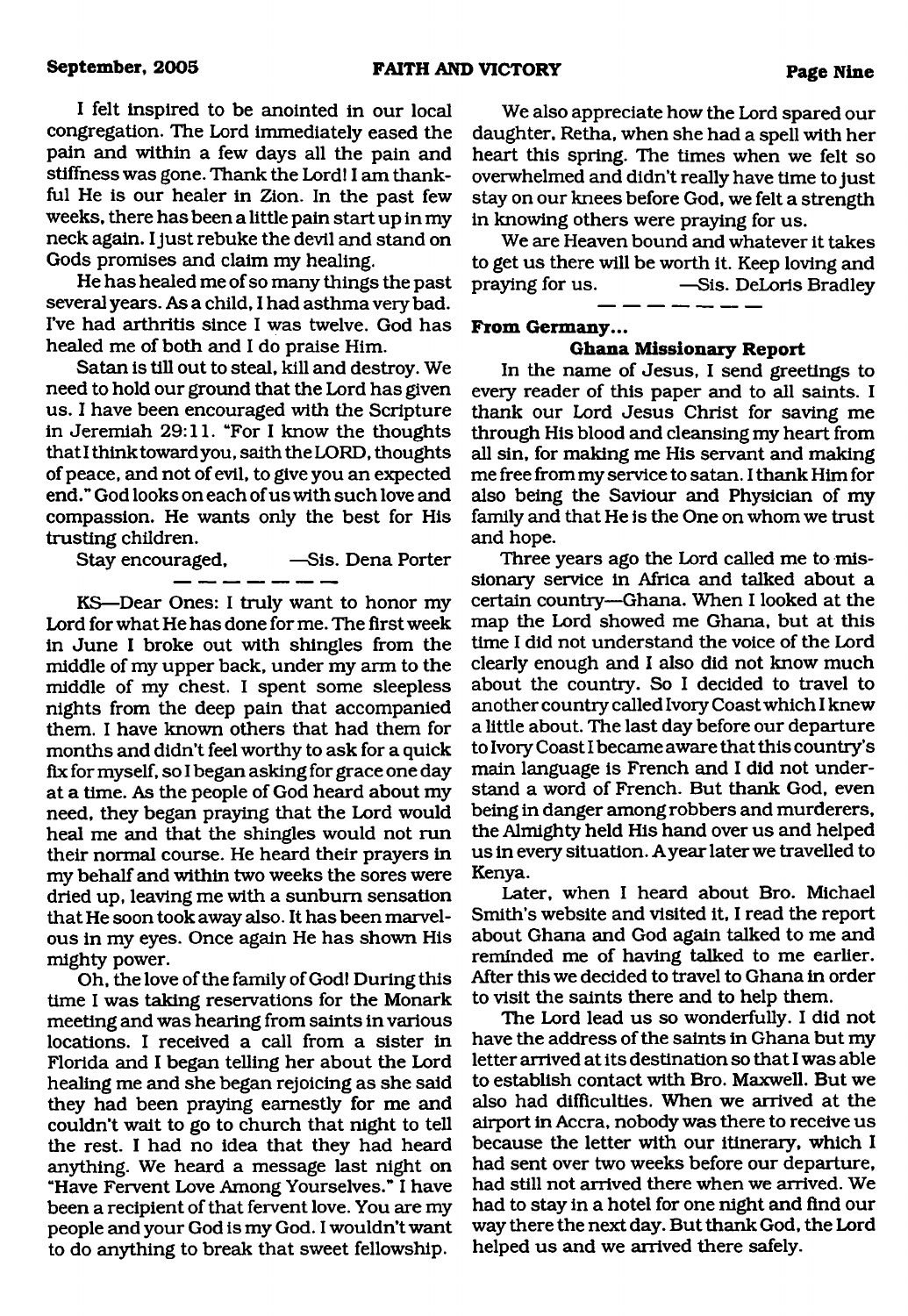I felt inspired to be anointed in our local congregation. The Lord immediately eased the pain and within a few days all the pain and stiffness was gone. Thank the Lord! I am thankful He is our healer in Zion. In the past few weeks, there has been a little pain start up in my neck again. I just rebuke the devil and stand on Gods promises and claim my healing.

He has healed me of so many things the past several years. As a child, I had asthma very bad. I've had arthritis since I was twelve. God has healed me of both and I do praise Him.

Satan is till out to steal, kill and destroy. We need to hold our ground that the Lord has given us. I have been encouraged with the Scripture in Jeremiah 29:11. "For I know the thoughts that I think toward you, saith the LORD, thoughts of peace, and not of evil, to give you an expected end." God looks on each of us with such love and compassion. He wants only the best for His trusting children.

Stay encouraged, —Sis. Dena Porter

— — — — — — —

KS—Dear Ones: I truly want to honor my Lord for what He has done for me. The first week in June I broke out with shingles from the middle of my upper back, under my arm to the middle of my chest. I spent some sleepless nights from the deep pain that accompanied them. I have known others that had them for months and didn't feel worthy to ask for a quick fix for myself, so I began asking for grace one day at a time. As the people of God heard about my need, they began praying that the Lord would heal me and that the shingles would not run their normal course. He heard their prayers in my behalf and within two weeks the sores were dried up, leaving me with a sunburn sensation that He soon took away also. It has been marvelous in my eyes. Once again He has shown His mighty power.

Oh, the love of the family of God! During this time I was taking reservations for the Monark meeting and was hearing from saints in various locations. I received a call from a sister in Florida and I began telling her about the Lord healing me and she began rejoicing as she said they had been praying earnestly for me and couldn't wait to go to church that night to tell the rest. I had no idea that they had heard anything. We heard a message last night on "Have Fervent Love Among Yourselves." I have been a recipient of that fervent love. You are my people and your God is my God. I wouldn't want to do anything to break that sweet fellowship.

We also appreciate how the Lord spared our daughter, Retha, when she had a spell with her heart this spring. The times when we felt so overwhelmed and didn't really have time to just stay on our knees before God, we felt a strength in knowing others were praying for us.

We are Heaven bound and whatever it takes to get us there will be worth it. Keep loving and praying for us. —Sis. DeLoris Bradley

— — — — — — —

**From Germany...**

**Ghana Missionary Report**

In the name of Jesus, I send greetings to every reader of this paper and to all saints. I thank our Lord Jesus Christ for saving me through His blood and cleansing my heart from all sin, for making me His servant and making me free from my service to satan. I thank Him for also being the Saviour and Physician of my family and that He is the One on whom we trust and hope.

Three years ago the Lord called me to missionary service in Africa and talked about a certain country—Ghana. When I looked at the map the Lord showed me Ghana, but at this time I did not understand the voice of the Lord clearly enough and I also did not know much about the country. So I decided to travel to another country called Ivory Coast which I knew a little about. The last day before our departure to Ivory Coast I became aware that this country's main language is French and I did not understand a word of French. But thank God, even being in danger among robbers and murderers, the Almighty held His hand over us and helped us in every situation. A year later we travelled to Kenya.

Later, when I heard about Bro. Michael Smith's website and visited it, I read the report about Ghana and God again talked to me and reminded me of having talked to me earlier. After this we decided to travel to Ghana in order to visit the saints there and to help them.

The Lord lead us so wonderfully. I did not have the address of the saints in Ghana but my letter arrived at its destination so that I was able to establish contact with Bro. Maxwell. But we also had difficulties. When we arrived at the airport in Accra, nobody was there to receive us because the letter with our itinerary, which I had sent over two weeks before our departure, had still not arrived there when we arrived. We had to stay in a hotel for one night and find our way there the next day. But thank God, the Lord helped us and we arrived there safely.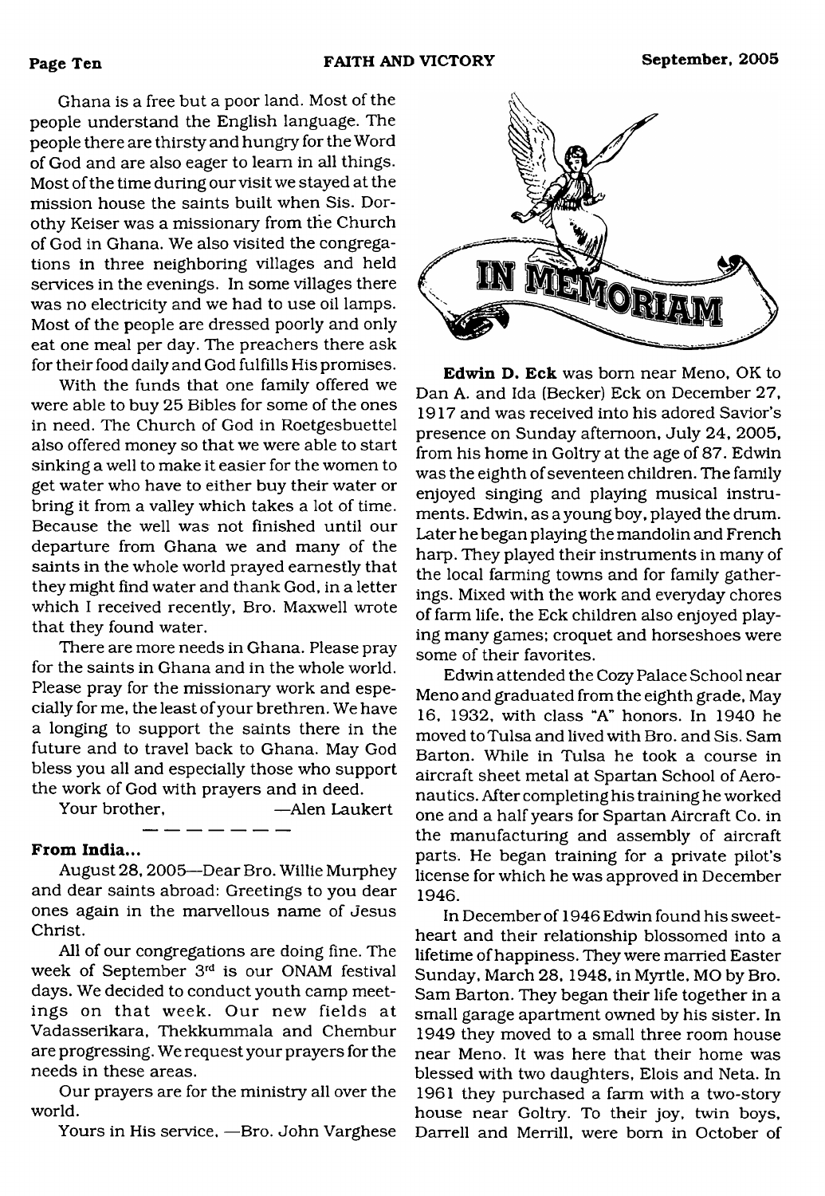Ghana is a free but a poor land. Most of the people understand the English language. The people there are thirsty and hungry for the Word of God and are also eager to learn in all things. Most of the time during our visit we stayed at the mission house the saints built when Sis. Dorothy Keiser was a missionary from the Church of God in Ghana. We also visited the congregations in three neighboring villages and held services in the evenings. In some villages there was no electricity and we had to use oil lamps. Most of the people are dressed poorly and only eat one meal per day. The preachers there ask for their food daily and God fulfills His promises.

With the funds that one family offered we were able to buy 25 Bibles for some of the ones in need. The Church of God in Roetgesbuettel also offered money so that we were able to start sinking a well to make it easier for the women to get water who have to either buy their water or bring it from a valley which takes a lot of time. Because the well was not finished until our departure from Ghana we and many of the saints in the whole world prayed earnestly that they might find water and thank God, in a letter which I received recently, Bro. Maxwell wrote that they found water.

There are more needs in Ghana. Please pray for the saints in Ghana and in the whole world. Please pray for the missionary work and especially for me, the least of your brethren. We have a longing to support the saints there in the future and to travel back to Ghana. May God bless you all and especially those who support the work of God with prayers and in deed.

Your brother, —Alen Laukert

---

**From India...**

August 28, 2005—Dear Bro. Willie Murphey and dear saints abroad: Greetings to you dear ones again in the marvellous name of Jesus Christ.

All of our congregations are doing fine. The week of September 3rd is our ONAM festival days. We decided to conduct youth camp meetings on that week. Our new fields at Vadasserikara, Thekkummala and Chembur are progressing. We request your prayers for the needs in these areas.

Our prayers are for the ministry all over the world.

Yours in His service, —Bro. John Varghese

# IN MEMORIAM

**Edwin D. Eck** was born near Meno, OK to Dan A. and Ida (Becker) Eck on December 27, 1917 and was received into his adored Savior's presence on Sunday afternoon, July 24, 2005, from his home in Goltry at the age of 87. Edwin was the eighth of seventeen children. The family enjoyed singing and playing musical instruments. Edwin, as a young boy, played the drum. Later he began playing the mandolin and French harp. They played their instruments in many of the local farming towns and for family gatherings. Mixed with the work and everyday chores of farm life, the Eck children also enjoyed playing many games; croquet and horseshoes were some of their favorites.

Edwin attended the Cozy Palace School near Meno and graduated from the eighth grade, May 16, 1932, with class "A" honors. In 1940 he moved to Tulsa and lived with Bro. and Sis. Sam Barton. While in Tulsa he took a course in aircraft sheet metal at Spartan School of Aeronautics. After completing his training he worked one and a half years for Spartan Aircraft Co. in the manufacturing and assembly of aircraft parts. He began training for a private pilot's license for which he was approved in December 1946.

In December of 1946 Edwin found his sweetheart and their relationship blossomed into a lifetime of happiness. They were married Easter Sunday, March 28, 1948, in Myrtle, MO by Bro. Sam Barton. They began their life together in a small garage apartment owned by his sister. In 1949 they moved to a small three room house near Meno. It was here that their home was blessed with two daughters, Elois and Neta. In 1961 they purchased a farm with a two-story house near Goltry. To their joy, twin boys, Darrell and Merrill, were born in October of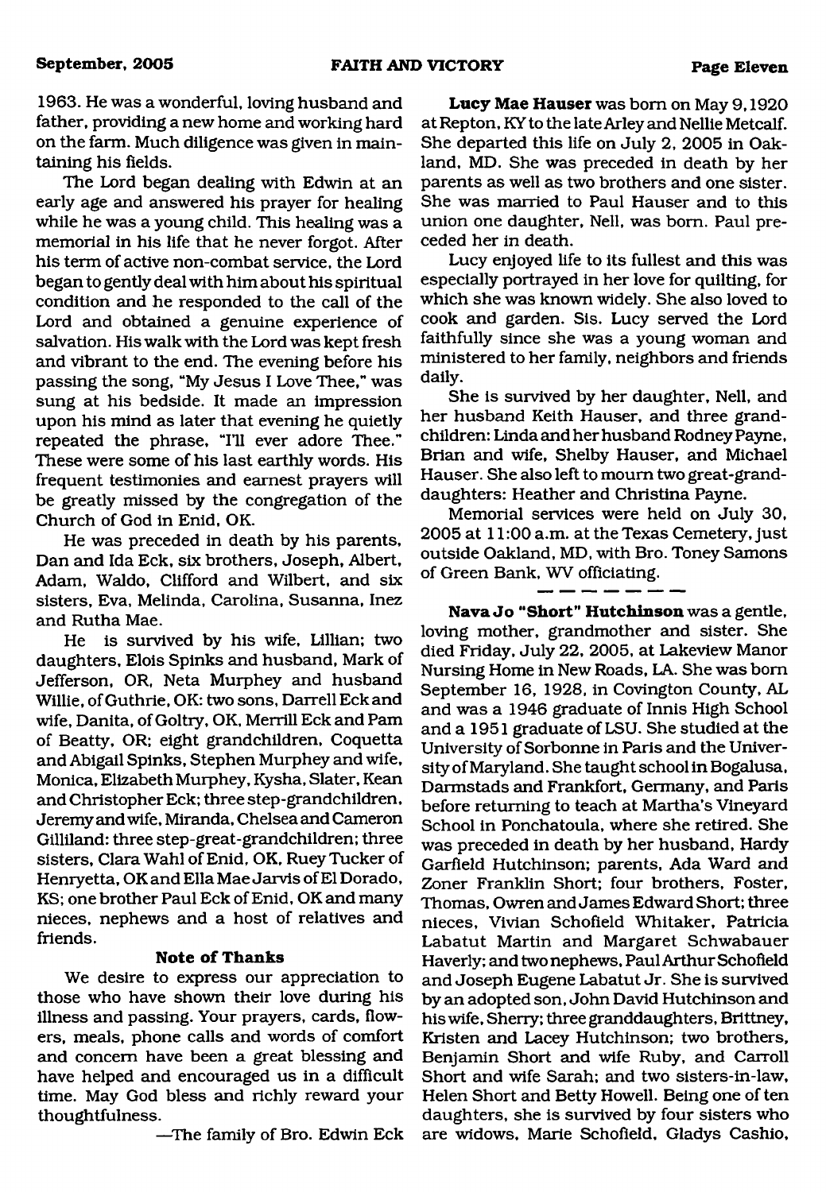1963. He was a wonderful, loving husband and father, providing a new home and working hard on the farm. Much diligence was given in maintaining his fields.

The Lord began dealing with Edwin at an early age and answered his prayer for healing while he was a young child. This healing was a memorial in his life that he never forgot. After his term of active non-combat service, the Lord began to gently deal with him about his spiritual condition and he responded to the call of the Lord and obtained a genuine experience of salvation. His walk with the Lord was kept fresh and vibrant to the end. The evening before his passing the song, "My Jesus I Love Thee," was sung at his bedside. It made an impression upon his mind as later that evening he quietly repeated the phrase, "I'll ever adore Thee." These were some of his last earthly words. His frequent testimonies and earnest prayers will be greatly missed by the congregation of the Church of God in Enid, OK.

He was preceded in death by his parents, Dan and Ida Eck, six brothers, Joseph, Albert, Adam, Waldo, Clifford and Wilbert, and six sisters, Eva, Melinda, Carolina, Susanna, Inez and Rutha Mae.

He is survived by his wife, Lillian; two daughters, Elois Spinks and husband, Mark of Jefferson, OR, Neta Murphey and husband Willie, of Guthrie, OK: two sons, Darrell Eck and wife, Danita, of Goltry, OK, Merrill Eck and Pam of Beatty, OR; eight grandchildren, Coquetta and Abigail Spinks, Stephen Murphey and wife, Monica, Elizabeth Murphey, Kysha, Slater, Kean and Christopher Eck; three step-grandchildren, Jeremy and wife, Miranda, Chelsea and Cameron Gilliland: three step-great-grandchildren; three sisters, Clara Wahl of Enid, OK, Ruey Tucker of Henryetta, OK and Ella Mae Jarvis of El Dorado, KS; one brother Paul Eck of Enid, OK and many nieces, nephews and a host of relatives and friends.

**Note of Thanks**

We desire to express our appreciation to those who have shown their love during his illness and passing. Your prayers, cards, flowers, meals, phone calls and words of comfort and concern have been a great blessing and have helped and encouraged us in a difficult time. May God bless and richly reward your thoughtfulness.

—The family of Bro. Edwin Eck

**Lucy Mae Hauser** was born on May 9, 1920 at Repton, KY to the late Arley and Nellie Metcalf. She departed this life on July 2, 2005 in Oakland, MD. She was preceded in death by her parents as well as two brothers and one sister. She was married to Paul Hauser and to this union one daughter, Nell, was born. Paul preceded her in death.

Lucy enjoyed life to its fullest and this was especially portrayed in her love for quilting, for which she was known widely. She also loved to cook and garden. Sis. Lucy served the Lord faithfully since she was a young woman and ministered to her family, neighbors and friends daily.

She is survived by her daughter, Nell, and her husband Keith Hauser, and three grandchildren: Linda and her husband Rodney Payne, Brian and wife, Shelby Hauser, and Michael Hauser. She also left to mourn two great-granddaughters: Heather and Christina Payne.

Memorial services were held on July 30, 2005 at 11:00 a.m. at the Texas Cemetery, just outside Oakland, MD, with Bro. Toney Samons of Green Bank, WV officiating.

---

**Nava Jo "Short" Hutchinson** was a gentle, loving mother, grandmother and sister. She died Friday, July 22, 2005, at Lakeview Manor Nursing Home in New Roads, LA. She was born September 16, 1928, in Covington County, AL and was a 1946 graduate of Innis High School and a 1951 graduate of LSU. She studied at the University of Sorbonne in Paris and the University of Maryland. She taught school in Bogalusa, Darmstads and Frankfort, Germany, and Paris before returning to teach at Martha's Vineyard School in Ponchatoula, where she retired. She was preceded in death by her husband, Hardy Garfield Hutchinson; parents, Ada Ward and Zoner Franklin Short; four brothers, Foster, Thomas, Owren and James Edward Short; three nieces, Vivian Schofield Whitaker, Patricia Labatut Martin and Margaret Schwabauer Haverly; and two nephews, Paul Arthur Schofield and Joseph Eugene Labatut Jr. She is survived by an adopted son, John David Hutchinson and his wife, Sherry; three granddaughters, Brittney, Kristen and Lacey Hutchinson; two brothers, Benjamin Short and wife Ruby, and Carroll Short and wife Sarah; and two sisters-in-law, Helen Short and Betty Howell. Being one of ten daughters, she is survived by four sisters who are widows, Marie Schofield, Gladys Cashio,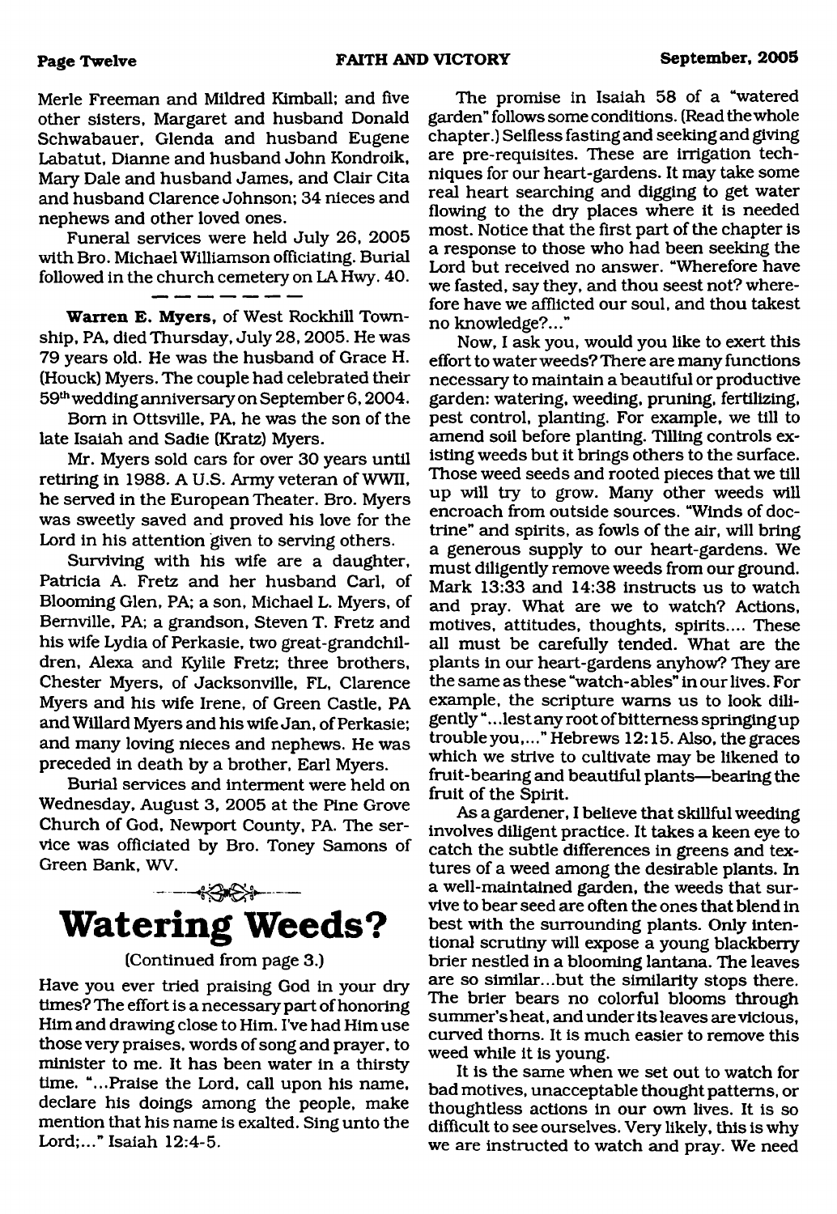Merle Freeman and Mildred Kimball; and five other sisters, Margaret and husband Donald Schwabauer, Glenda and husband Eugene Labatut, Dianne and husband John Kondroik, Mary Dale and husband James, and Clair Cita and husband Clarence Johnson; 34 nieces and nephews and other loved ones.

Funeral services were held July 26, 2005 with Bro. Michael Williamson officiating. Burial followed in the church cemetery on LA Hwy. 40.

---

**Warren E. Myers**, of West Rockhill Township, PA, died Thursday, July 28, 2005. He was 79 years old. He was the husband of Grace H. (Houck) Myers. The couple had celebrated their 59th wedding anniversary on September 6, 2004.

Born in Ottsville, PA, he was the son of the late Isaiah and Sadie (Kratz) Myers.

Mr. Myers sold cars for over 30 years until retiring in 1988. A U.S. Army veteran of WWII, he served in the European Theater. Bro. Myers was sweetly saved and proved his love for the Lord in his attention given to serving others.

Surviving with his wife are a daughter, Patricia A. Fretz and her husband Carl, of Blooming Glen, PA; a son, Michael L. Myers, of Bernville, PA; a grandson, Steven T. Fretz and his wife Lydia of Perkasie, two great-grandchildren, Alexa and Kylile Fretz; three brothers, Chester Myers, of Jacksonville, FL, Clarence Myers and his wife Irene, of Green Castle, PA and Willard Myers and his wife Jan, of Perkasie; and many loving nieces and nephews. He was preceded in death by a brother, Earl Myers.

Burial services and interment were held on Wednesday, August 3, 2005 at the Pine Grove Church of God, Newport County, PA. The service was officiated by Bro. Toney Samons of Green Bank, WV.

# Watering Weeds?

(Continued from page 3.)

Have you ever tried praising God in your dry times? The effort is a necessary part of honoring Him and drawing close to Him. I've had Him use those very praises, words of song and prayer, to minister to me. It has been water in a thirsty time. "...Praise the Lord, call upon his name, declare his doings among the people, make mention that his name is exalted. Sing unto the Lord;..." Isaiah 12:4-5.

The promise in Isaiah 58 of a "watered garden" follows some conditions. (Read the whole chapter.) Selfless fasting and seeking and giving are pre-requisites. These are irrigation techniques for our heart-gardens. It may take some real heart searching and digging to get water flowing to the dry places where it is needed most. Notice that the first part of the chapter is a response to those who had been seeking the Lord but received no answer. "Wherefore have we fasted, say they, and thou seest not? wherefore have we afflicted our soul, and thou takest no knowledge?..."

Now, I ask you, would you like to exert this effort to water weeds? There are many functions necessary to maintain a beautiful or productive garden: watering, weeding, pruning, fertilizing, pest control, planting. For example, we till to amend soil before planting. Tilling controls existing weeds but it brings others to the surface. Those weed seeds and rooted pieces that we till up will try to grow. Many other weeds will encroach from outside sources. "Winds of doctrine" and spirits, as fowls of the air, will bring a generous supply to our heart-gardens. We must diligently remove weeds from our ground. Mark 13:33 and 14:38 instructs us to watch and pray. What are we to watch? Actions, motives, attitudes, thoughts, spirits.... These all must be carefully tended. What are the plants in our heart-gardens anyhow? They are the same as these "watch-ables" in our lives. For example, the scripture warns us to look diligently "...lest any root of bitterness springing up trouble you,..." Hebrews 12:15. Also, the graces which we strive to cultivate may be likened to fruit-bearing and beautiful plants—bearing the fruit of the Spirit.

As a gardener, I believe that skillful weeding involves diligent practice. It takes a keen eye to catch the subtle differences in greens and textures of a weed among the desirable plants. In a well-maintained garden, the weeds that survive to bear seed are often the ones that blend in best with the surrounding plants. Only intentional scrutiny will expose a young blackberry brier nestled in a blooming lantana. The leaves are so similar...but the similarity stops there. The brier bears no colorful blooms through summer's heat, and under its leaves are vicious, curved thorns. It is much easier to remove this weed while it is young.

It is the same when we set out to watch for bad motives, unacceptable thought patterns, or thoughtless actions in our own lives. It is so difficult to see ourselves. Very likely, this is why we are instructed to watch and pray. We need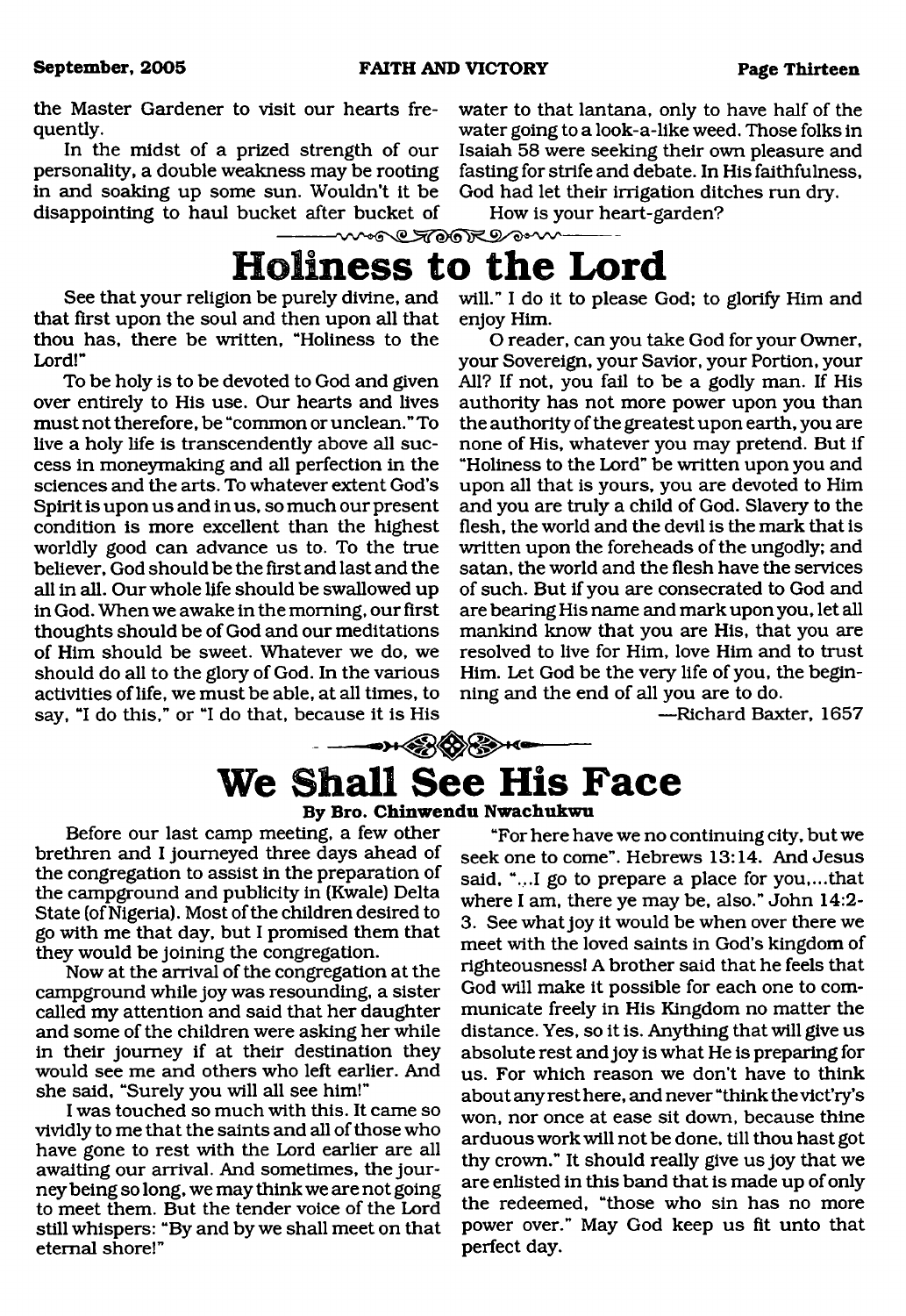the Master Gardener to visit our hearts frequently.

In the midst of a prized strength of our personality, a double weakness may be rooting in and soaking up some sun. Wouldn't it be disappointing to haul bucket after bucket of water to that lantana, only to have half of the water going to a look-a-like weed. Those folks in Isaiah 58 were seeking their own pleasure and fasting for strife and debate. In His faithfulness, God had let their irrigation ditches run dry.

How is your heart-garden?

# Holiness to the Lord

See that your religion be purely divine, and that first upon the soul and then upon all that thou has, there be written, "Holiness to the Lord!"

To be holy is to be devoted to God and given over entirely to His use. Our hearts and lives must not therefore, be "common or unclean." To live a holy life is transcendently above all success in moneymaking and all perfection in the sciences and the arts. To whatever extent God's Spirit is upon us and in us, so much our present condition is more excellent than the highest worldly good can advance us to. To the true believer, God should be the first and last and the all in all. Our whole life should be swallowed up in God. When we awake in the morning, our first thoughts should be of God and our meditations of Him should be sweet. Whatever we do, we should do all to the glory of God. In the various activities of life, we must be able, at all times, to say, "I do this," or "I do that, because it is His will." I do it to please God; to glorify Him and enjoy Him.

O reader, can you take God for your Owner, your Sovereign, your Savior, your Portion, your All? If not, you fail to be a godly man. If His authority has not more power upon you than the authority of the greatest upon earth, you are none of His, whatever you may pretend. But if "Holiness to the Lord" be written upon you and upon all that is yours, you are devoted to Him and you are truly a child of God. Slavery to the flesh, the world and the devil is the mark that is written upon the foreheads of the ungodly; and satan, the world and the flesh have the services of such. But if you are consecrated to God and are bearing His name and mark upon you, let all mankind know that you are His, that you are resolved to live for Him, love Him and to trust Him. Let God be the very life of you, the beginning and the end of all you are to do.

—Richard Baxter, 1657

# We Shall See His Face

**By Bro. Chinwendu Nwachukwu**

Before our last camp meeting, a few other brethren and I journeyed three days ahead of the congregation to assist in the preparation of the campground and publicity in (Kwale) Delta State (of Nigeria). Most of the children desired to go with me that day, but I promised them that they would be joining the congregation.

Now at the arrival of the congregation at the campground while joy was resounding, a sister called my attention and said that her daughter and some of the children were asking her while in their journey if at their destination they would see me and others who left earlier. And she said, "Surely you will all see him!"

I was touched so much with this. It came so vividly to me that the saints and all of those who have gone to rest with the Lord earlier are all awaiting our arrival. And sometimes, the journey being so long, we may think we are not going to meet them. But the tender voice of the Lord still whispers: "By and by we shall meet on that eternal shore!"

"For here have we no continuing city, but we seek one to come". Hebrews 13:14. And Jesus said, "...I go to prepare a place for you,...that where I am, there ye may be, also." John 14:2-3. See what joy it would be when over there we meet with the loved saints in God's kingdom of righteousness! A brother said that he feels that God will make it possible for each one to communicate freely in His Kingdom no matter the distance. Yes, so it is. Anything that will give us absolute rest and joy is what He is preparing for us. For which reason we don't have to think about any rest here, and never "think the vict'ry's won, nor once at ease sit down, because thine arduous work will not be done, till thou hast got thy crown." It should really give us joy that we are enlisted in this band that is made up of only the redeemed, "those who sin has no more power over." May God keep us fit unto that perfect day.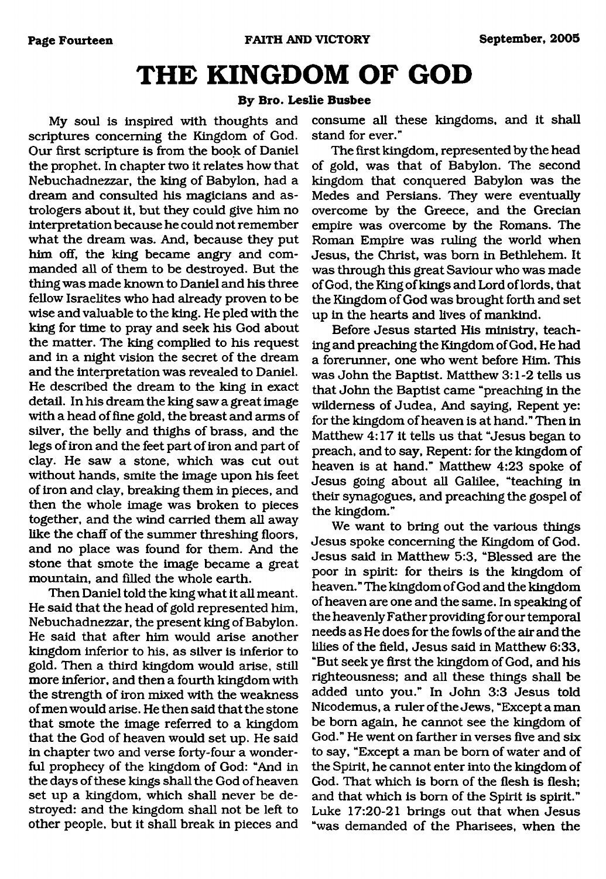# THE KINGDOM OF GOD

**By Bro. Leslie Busbee**

My soul is inspired with thoughts and scriptures concerning the Kingdom of God. Our first scripture is from the book of Daniel the prophet. In chapter two it relates how that Nebuchadnezzar, the king of Babylon, had a dream and consulted his magicians and astrologers about it, but they could give him no interpretation because he could not remember what the dream was. And, because they put him off, the king became angry and commanded all of them to be destroyed. But the thing was made known to Daniel and his three fellow Israelites who had already proven to be wise and valuable to the king. He pled with the king for time to pray and seek his God about the matter. The king complied to his request and in a night vision the secret of the dream and the interpretation was revealed to Daniel. He described the dream to the king in exact detail. In his dream the king saw a great image with a head of fine gold, the breast and arms of silver, the belly and thighs of brass, and the legs of iron and the feet part of iron and part of clay. He saw a stone, which was cut out without hands, smite the image upon his feet of iron and clay, breaking them in pieces, and then the whole image was broken to pieces together, and the wind carried them all away like the chaff of the summer threshing floors, and no place was found for them. And the stone that smote the image became a great mountain, and filled the whole earth.

Then Daniel told the king what it all meant. He said that the head of gold represented him, Nebuchadnezzar, the present king of Babylon. He said that after him would arise another kingdom inferior to his, as silver is inferior to gold. Then a third kingdom would arise, still more inferior, and then a fourth kingdom with the strength of iron mixed with the weakness of men would arise. He then said that the stone that smote the image referred to a kingdom that the God of heaven would set up. He said in chapter two and verse forty-four a wonderful prophecy of the kingdom of God: "And in the days of these kings shall the God of heaven set up a kingdom, which shall never be destroyed: and the kingdom shall not be left to other people, but it shall break in pieces and consume all these kingdoms, and it shall stand for ever."

The first kingdom, represented by the head of gold, was that of Babylon. The second kingdom that conquered Babylon was the Medes and Persians. They were eventually overcome by the Greece, and the Grecian empire was overcome by the Romans. The Roman Empire was ruling the world when Jesus, the Christ, was born in Bethlehem. It was through this great Saviour who was made of God, the King of kings and Lord of lords, that the Kingdom of God was brought forth and set up in the hearts and lives of mankind.

Before Jesus started His ministry, teaching and preaching the Kingdom of God, He had a forerunner, one who went before Him. This was John the Baptist. Matthew 3:1-2 tells us that John the Baptist came "preaching in the wilderness of Judea, And saying, Repent ye: for the kingdom of heaven is at hand." Then in Matthew 4:17 it tells us that "Jesus began to preach, and to say, Repent: for the kingdom of heaven is at hand." Matthew 4:23 spoke of Jesus going about all Galilee, "teaching in their synagogues, and preaching the gospel of the kingdom."

We want to bring out the various things Jesus spoke concerning the Kingdom of God. Jesus said in Matthew 5:3, "Blessed are the poor in spirit: for theirs is the kingdom of heaven." The kingdom of God and the kingdom of heaven are one and the same. In speaking of the heavenly Father providing for our temporal needs as He does for the fowls of the air and the lilies of the field, Jesus said in Matthew 6:33, "But seek ye first the kingdom of God, and his righteousness; and all these things shall be added unto you." In John 3:3 Jesus told Nicodemus, a ruler of the Jews, "Except a man be born again, he cannot see the kingdom of God." He went on farther in verses five and six to say, "Except a man be born of water and of the Spirit, he cannot enter into the kingdom of God. That which is born of the flesh is flesh; and that which is born of the Spirit is spirit." Luke 17:20-21 brings out that when Jesus "was demanded of the Pharisees, when the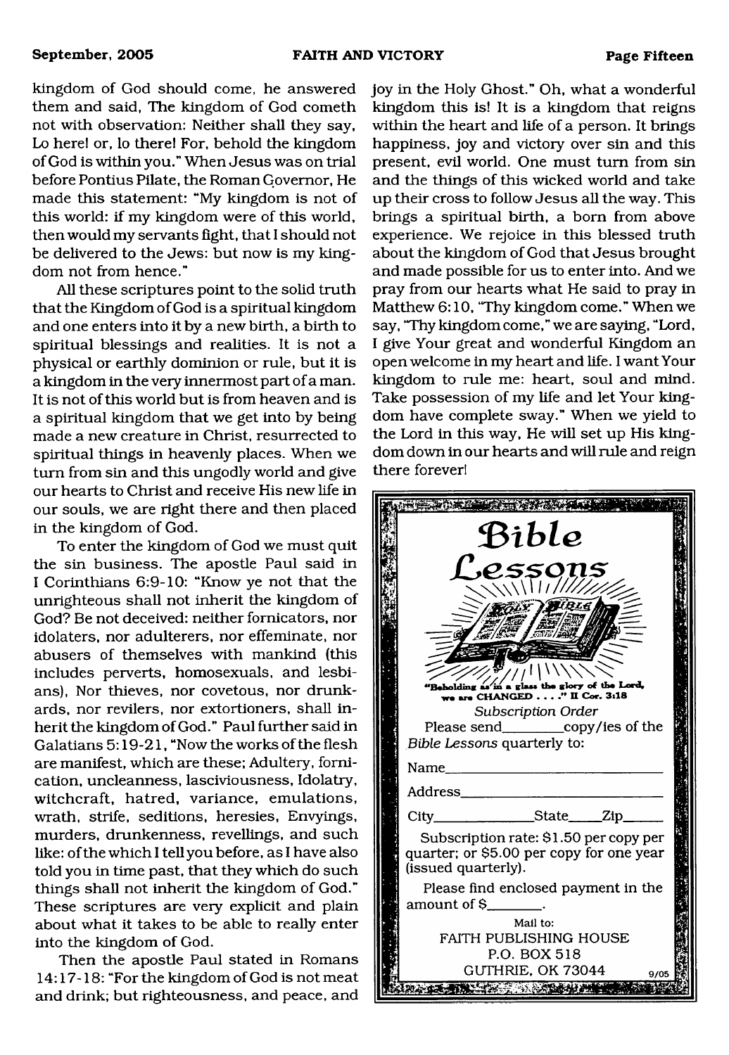kingdom of God should come, he answered them and said, The kingdom of God cometh not with observation: Neither shall they say, Lo here! or, lo there! For, behold the kingdom of God is within you." When Jesus was on trial before Pontius Pilate, the Roman Governor, He made this statement: "My kingdom is not of this world: if my kingdom were of this world, then would my servants fight, that I should not be delivered to the Jews: but now is my kingdom not from hence."

All these scriptures point to the solid truth that the Kingdom of God is a spiritual kingdom and one enters into it by a new birth, a birth to spiritual blessings and realities. It is not a physical or earthly dominion or rule, but it is a kingdom in the very innermost part of a man. It is not of this world but is from heaven and is a spiritual kingdom that we get into by being made a new creature in Christ, resurrected to spiritual things in heavenly places. When we turn from sin and this ungodly world and give our hearts to Christ and receive His new life in our souls, we are right there and then placed in the kingdom of God.

To enter the kingdom of God we must quit the sin business. The apostle Paul said in I Corinthians 6:9-10: "Know ye not that the unrighteous shall not inherit the kingdom of God? Be not deceived: neither fornicators, nor idolaters, nor adulterers, nor effeminate, nor abusers of themselves with mankind (this includes perverts, homosexuals, and lesbians), Nor thieves, nor covetous, nor drunkards, nor revilers, nor extortioners, shall inherit the kingdom of God." Paul further said in Galatians 5:19-21, "Now the works of the flesh are manifest, which are these; Adultery, fornication, uncleanness, lasciviousness, Idolatry, witchcraft, hatred, variance, emulations, wrath, strife, seditions, heresies, Envyings, murders, drunkenness, revellings, and such like: of the which I tell you before, as I have also told you in time past, that they which do such things shall not inherit the kingdom of God." These scriptures are very explicit and plain about what it takes to be able to really enter into the kingdom of God.

Then the apostle Paul stated in Romans 14:17-18: "For the kingdom of God is not meat and drink; but righteousness, and peace, and joy in the Holy Ghost." Oh, what a wonderful kingdom this is! It is a kingdom that reigns within the heart and life of a person. It brings happiness, joy and victory over sin and this present, evil world. One must turn from sin and the things of this wicked world and take up their cross to follow Jesus all the way. This brings a spiritual birth, a born from above experience. We rejoice in this blessed truth about the kingdom of God that Jesus brought and made possible for us to enter into. And we pray from our hearts what He said to pray in Matthew 6:10, "Thy kingdom come." When we say, "Thy kingdom come," we are saying, "Lord, I give Your great and wonderful Kingdom an open welcome in my heart and life. I want Your kingdom to rule me: heart, soul and mind. Take possession of my life and let Your kingdom have complete sway." When we yield to the Lord in this way, He will set up His kingdom down in our hearts and will rule and reign there forever!

---

## Bible Lessons

"Beholding as in a glass the glory of the Lord, we are CHANGED . . . ." II Cor. 3:18

*Subscription Order*

Please send________copy/ies of the *Bible Lessons* quarterly to:

Name________________________

Address______________________

City______________State_____Zip______

Subscription rate: $1.50 per copy per quarter; or $5.00 per copy for one year (issued quarterly).

Please find enclosed payment in the amount of $_______.

Mail to:
FAITH PUBLISHING HOUSE
P.O. BOX 518
GUTHRIE, OK 73044

9/05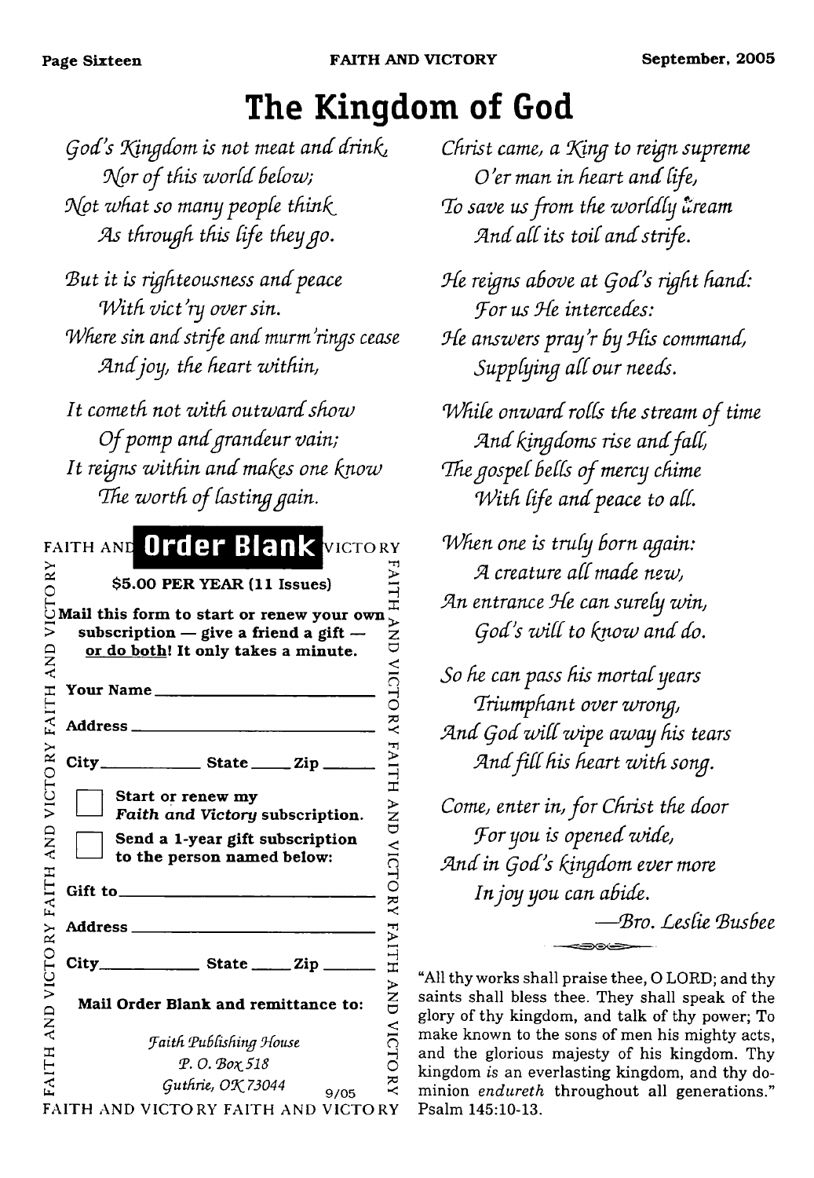# The Kingdom of God

*God's Kingdom is not meat and drink,*
*Nor of this world below;*
*Not what so many people think*
*As through this life they go.*

*But it is righteousness and peace*
*With vict'ry over sin.*
*Where sin and strife and murm'rings cease*
*And joy, the heart within,*

*It cometh not with outward show*
*Of pomp and grandeur vain;*
*It reigns within and makes one know*
*The worth of lasting gain.*

*Christ came, a King to reign supreme*
*O'er man in heart and life,*
*To save us from the worldly dream*
*And all its toil and strife.*

*He reigns above at God's right hand:*
*For us He intercedes:*
*He answers pray'r by His command,*
*Supplying all our needs.*

*While onward rolls the stream of time*
*And kingdoms rise and fall,*
*The gospel bells of mercy chime*
*With life and peace to all.*

*When one is truly born again:*
*A creature all made new,*
*An entrance He can surely win,*
*God's will to know and do.*

*So he can pass his mortal years*
*Triumphant over wrong,*
*And God will wipe away his tears*
*And fill his heart with song.*

*Come, enter in, for Christ the door*
*For you is opened wide,*
*And in God's kingdom ever more*
*In joy you can abide.*

—*Bro. Leslie Busbee*

"All thy works shall praise thee, O LORD; and thy saints shall bless thee. They shall speak of the glory of thy kingdom, and talk of thy power; To make known to the sons of men his mighty acts, and the glorious majesty of his kingdom. Thy kingdom *is* an everlasting kingdom, and thy dominion *endureth* throughout all generations." Psalm 145:10-13.

## Order Blank

FAITH AND VICTORY

**$5.00 PER YEAR (11 Issues)**

**Mail this form to start or renew your own subscription — give a friend a gift — or do both! It only takes a minute.**

**Your Name** ______________________

**Address** ______________________

**City** __________ **State** _____ **Zip** ______

☐ **Start or renew my *Faith and Victory* subscription.**

☐ **Send a 1-year gift subscription to the person named below:**

**Gift to** ______________________

**Address** ______________________

**City** __________ **State** _____ **Zip** ______

**Mail Order Blank and remittance to:**

*Faith Publishing House*
*P. O. Box 518*
*Guthrie, OK 73044*

9/05